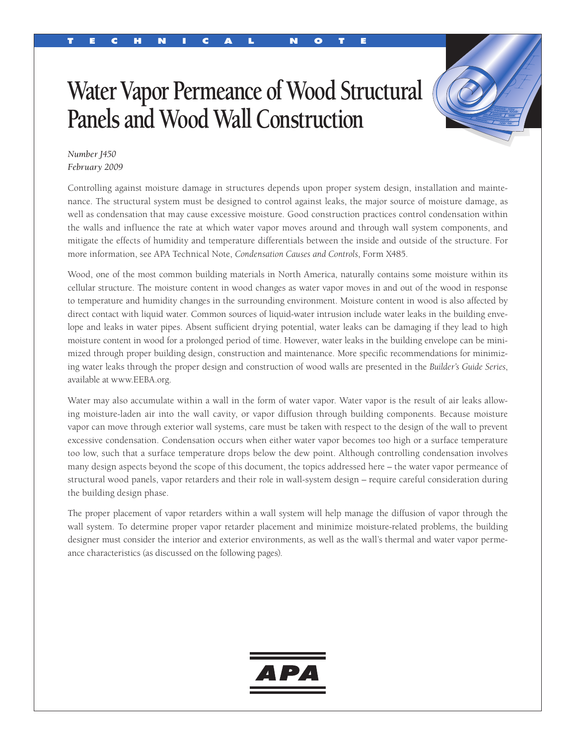TECHNICAL NOTE

# Water Vapor Permeance of Wood Structural Panels and Wood Wall Construction

*Number J450*
*February 2009*

Controlling against moisture damage in structures depends upon proper system design, installation and maintenance. The structural system must be designed to control against leaks, the major source of moisture damage, as well as condensation that may cause excessive moisture. Good construction practices control condensation within the walls and influence the rate at which water vapor moves around and through wall system components, and mitigate the effects of humidity and temperature differentials between the inside and outside of the structure. For more information, see APA Technical Note, *Condensation Causes and Controls*, Form X485.

Wood, one of the most common building materials in North America, naturally contains some moisture within its cellular structure. The moisture content in wood changes as water vapor moves in and out of the wood in response to temperature and humidity changes in the surrounding environment. Moisture content in wood is also affected by direct contact with liquid water. Common sources of liquid-water intrusion include water leaks in the building envelope and leaks in water pipes. Absent sufficient drying potential, water leaks can be damaging if they lead to high moisture content in wood for a prolonged period of time. However, water leaks in the building envelope can be minimized through proper building design, construction and maintenance. More specific recommendations for minimizing water leaks through the proper design and construction of wood walls are presented in the *Builder's Guide Series*, available at www.EEBA.org.

Water may also accumulate within a wall in the form of water vapor. Water vapor is the result of air leaks allowing moisture-laden air into the wall cavity, or vapor diffusion through building components. Because moisture vapor can move through exterior wall systems, care must be taken with respect to the design of the wall to prevent excessive condensation. Condensation occurs when either water vapor becomes too high or a surface temperature too low, such that a surface temperature drops below the dew point. Although controlling condensation involves many design aspects beyond the scope of this document, the topics addressed here – the water vapor permeance of structural wood panels, vapor retarders and their role in wall-system design – require careful consideration during the building design phase.

The proper placement of vapor retarders within a wall system will help manage the diffusion of vapor through the wall system. To determine proper vapor retarder placement and minimize moisture-related problems, the building designer must consider the interior and exterior environments, as well as the wall's thermal and water vapor permeance characteristics (as discussed on the following pages).

APA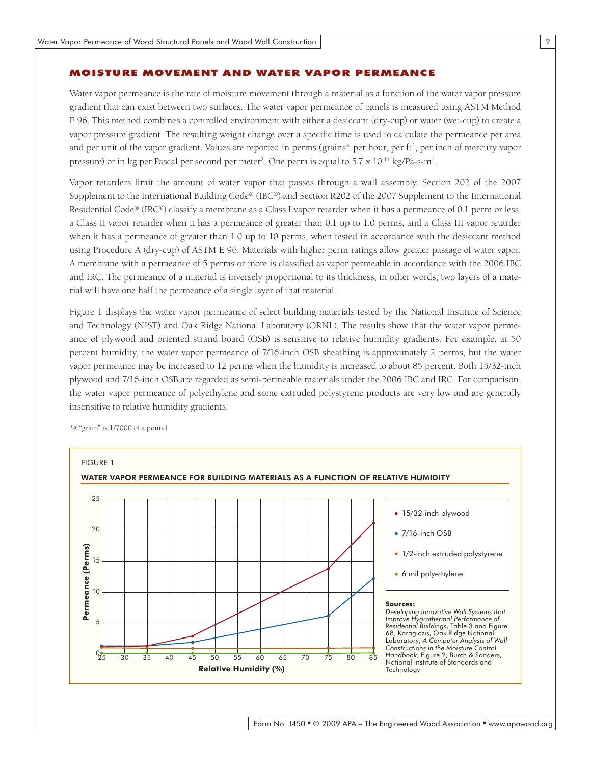## MOISTURE MOVEMENT AND WATER VAPOR PERMEANCE

Water vapor permeance is the rate of moisture movement through a material as a function of the water vapor pressure gradient that can exist between two surfaces. The water vapor permeance of panels is measured using ASTM Method E 96. This method combines a controlled environment with either a desiccant (dry-cup) or water (wet-cup) to create a vapor pressure gradient. The resulting weight change over a specific time is used to calculate the permeance per area and per unit of the vapor gradient. Values are reported in perms (grains* per hour, per $ft^2$, per inch of mercury vapor pressure) or in kg per Pascal per second per $meter^2$. One perm is equal to $5.7 \times 10^{-11}$ kg/Pa-s-$m^2$.

Vapor retarders limit the amount of water vapor that passes through a wall assembly. Section 202 of the 2007 Supplement to the International Building Code® (IBC®) and Section R202 of the 2007 Supplement to the International Residential Code® (IRC®) classify a membrane as a Class I vapor retarder when it has a permeance of 0.1 perm or less, a Class II vapor retarder when it has a permeance of greater than 0.1 up to 1.0 perms, and a Class III vapor retarder when it has a permeance of greater than 1.0 up to 10 perms, when tested in accordance with the desiccant method using Procedure A (dry-cup) of ASTM E 96. Materials with higher perm ratings allow greater passage of water vapor. A membrane with a permeance of 5 perms or more is classified as vapor permeable in accordance with the 2006 IBC and IRC. The permeance of a material is inversely proportional to its thickness; in other words, two layers of a material will have one half the permeance of a single layer of that material.

Figure 1 displays the water vapor permeance of select building materials tested by the National Institute of Science and Technology (NIST) and Oak Ridge National Laboratory (ORNL). The results show that the water vapor permeance of plywood and oriented strand board (OSB) is sensitive to relative humidity gradients. For example, at 50 percent humidity, the water vapor permeance of 7/16-inch OSB sheathing is approximately 2 perms, but the water vapor permeance may be increased to 12 perms when the humidity is increased to about 85 percent. Both 15/32-inch plywood and 7/16-inch OSB are regarded as semi-permeable materials under the 2006 IBC and IRC. For comparison, the water vapor permeance of polyethylene and some extruded polystyrene products are very low and are generally insensitive to relative humidity gradients.

*A "grain" is 1/7000 of a pound

FIGURE 1

**WATER VAPOR PERMEANCE FOR BUILDING MATERIALS AS A FUNCTION OF RELATIVE HUMIDITY**

**Sources:**
*Developing Innovative Wall Systems that Improve Hygrothermal Performance of Residential Buildings*, Table 3 and Figure 68, Karagiozis, Oak Ridge National Laboratory; *A Computer Analysis of Wall Constructions in the Moisture Control Handbook*, Figure 2, Burch & Sanders, National Institute of Standards and Technology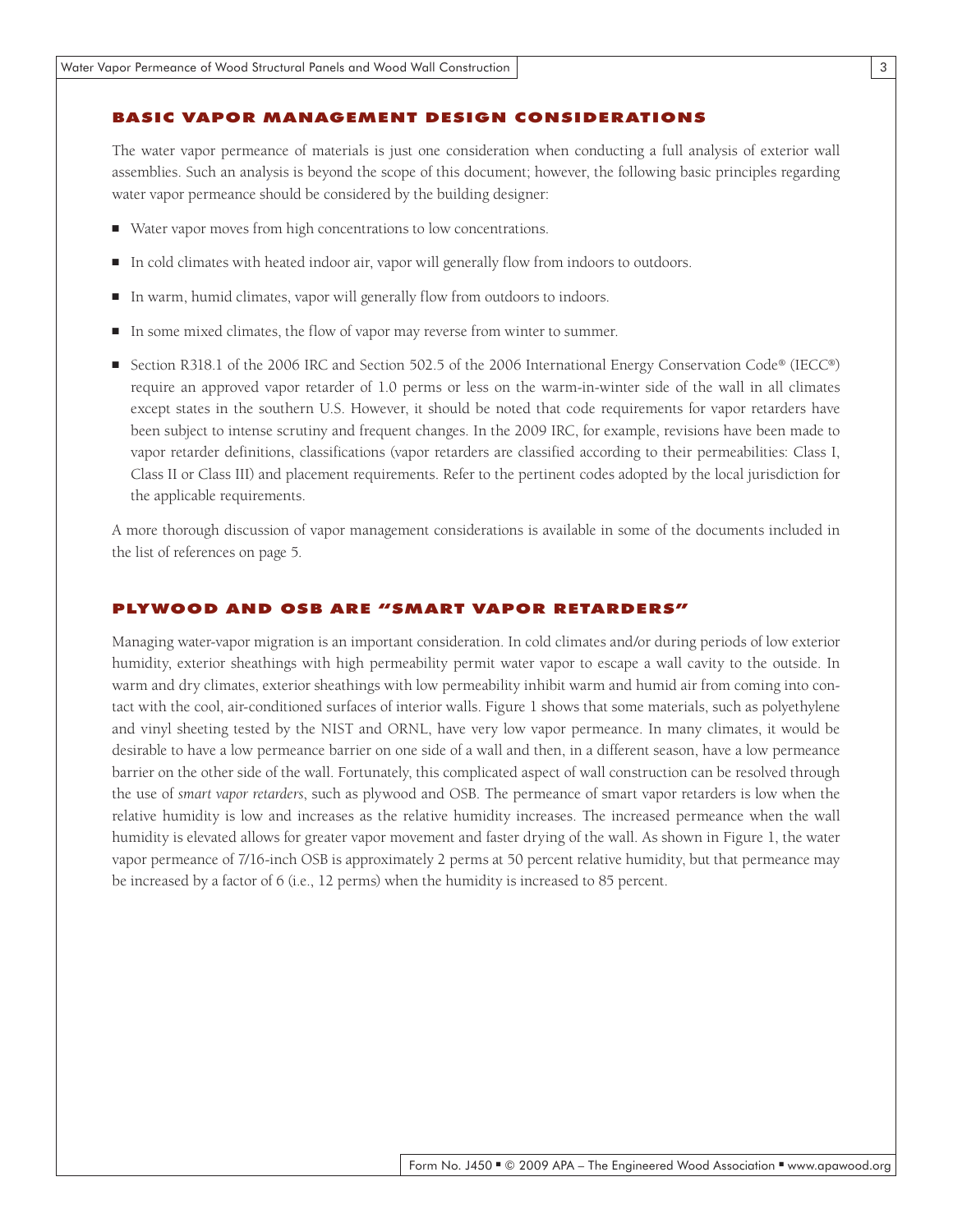## BASIC VAPOR MANAGEMENT DESIGN CONSIDERATIONS

The water vapor permeance of materials is just one consideration when conducting a full analysis of exterior wall assemblies. Such an analysis is beyond the scope of this document; however, the following basic principles regarding water vapor permeance should be considered by the building designer:

- Water vapor moves from high concentrations to low concentrations.
- In cold climates with heated indoor air, vapor will generally flow from indoors to outdoors.
- In warm, humid climates, vapor will generally flow from outdoors to indoors.
- In some mixed climates, the flow of vapor may reverse from winter to summer.
- Section R318.1 of the 2006 IRC and Section 502.5 of the 2006 International Energy Conservation Code® (IECC®) require an approved vapor retarder of 1.0 perms or less on the warm-in-winter side of the wall in all climates except states in the southern U.S. However, it should be noted that code requirements for vapor retarders have been subject to intense scrutiny and frequent changes. In the 2009 IRC, for example, revisions have been made to vapor retarder definitions, classifications (vapor retarders are classified according to their permeabilities: Class I, Class II or Class III) and placement requirements. Refer to the pertinent codes adopted by the local jurisdiction for the applicable requirements.

A more thorough discussion of vapor management considerations is available in some of the documents included in the list of references on page 5.

## PLYWOOD AND OSB ARE "SMART VAPOR RETARDERS"

Managing water-vapor migration is an important consideration. In cold climates and/or during periods of low exterior humidity, exterior sheathings with high permeability permit water vapor to escape a wall cavity to the outside. In warm and dry climates, exterior sheathings with low permeability inhibit warm and humid air from coming into contact with the cool, air-conditioned surfaces of interior walls. Figure 1 shows that some materials, such as polyethylene and vinyl sheeting tested by the NIST and ORNL, have very low vapor permeance. In many climates, it would be desirable to have a low permeance barrier on one side of a wall and then, in a different season, have a low permeance barrier on the other side of the wall. Fortunately, this complicated aspect of wall construction can be resolved through the use of *smart vapor retarders*, such as plywood and OSB. The permeance of smart vapor retarders is low when the relative humidity is low and increases as the relative humidity increases. The increased permeance when the wall humidity is elevated allows for greater vapor movement and faster drying of the wall. As shown in Figure 1, the water vapor permeance of 7/16-inch OSB is approximately 2 perms at 50 percent relative humidity, but that permeance may be increased by a factor of 6 (i.e., 12 perms) when the humidity is increased to 85 percent.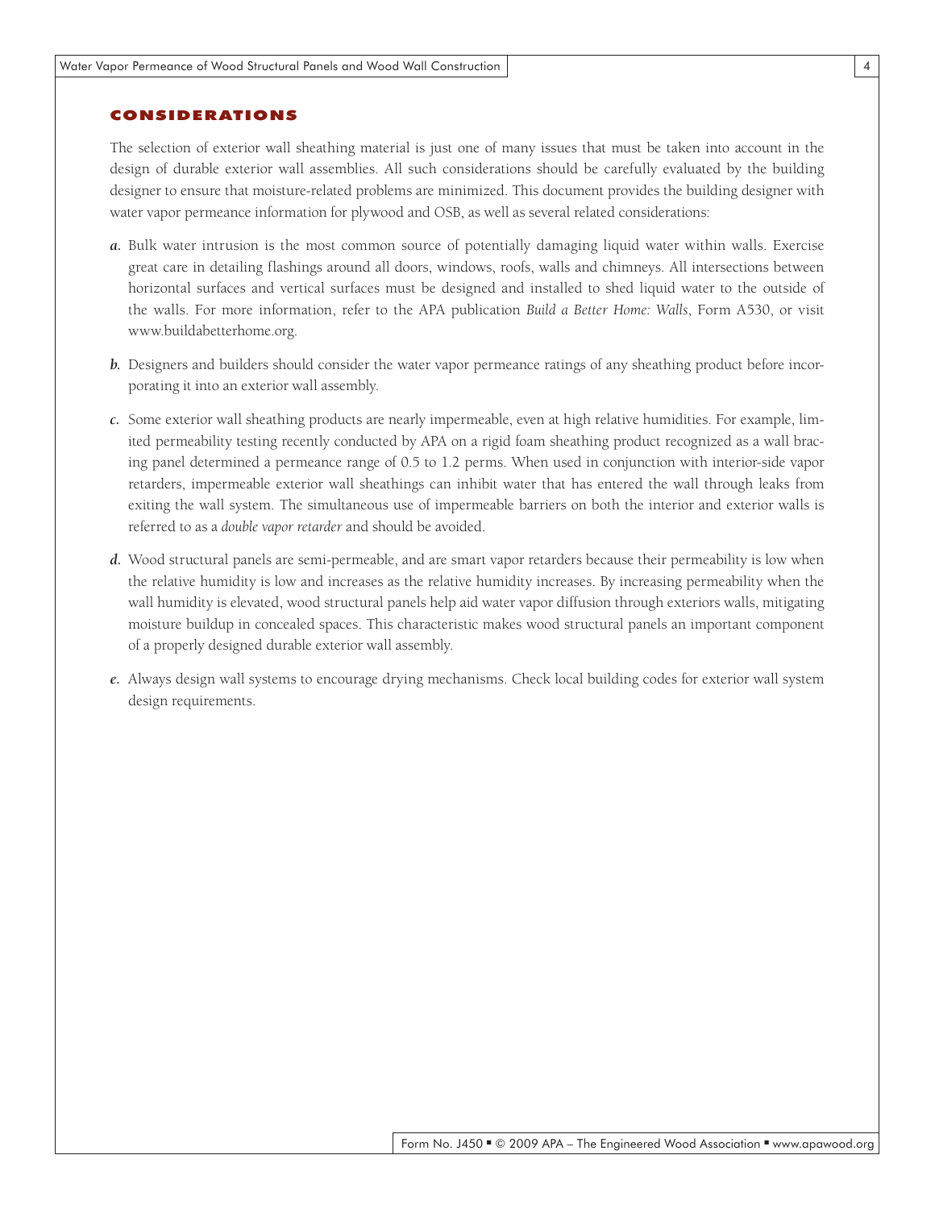## CONSIDERATIONS

The selection of exterior wall sheathing material is just one of many issues that must be taken into account in the design of durable exterior wall assemblies. All such considerations should be carefully evaluated by the building designer to ensure that moisture-related problems are minimized. This document provides the building designer with water vapor permeance information for plywood and OSB, as well as several related considerations:

***a.*** Bulk water intrusion is the most common source of potentially damaging liquid water within walls. Exercise great care in detailing flashings around all doors, windows, roofs, walls and chimneys. All intersections between horizontal surfaces and vertical surfaces must be designed and installed to shed liquid water to the outside of the walls. For more information, refer to the APA publication *Build a Better Home: Walls*, Form A530, or visit www.buildabetterhome.org.

***b.*** Designers and builders should consider the water vapor permeance ratings of any sheathing product before incorporating it into an exterior wall assembly.

***c.*** Some exterior wall sheathing products are nearly impermeable, even at high relative humidities. For example, limited permeability testing recently conducted by APA on a rigid foam sheathing product recognized as a wall bracing panel determined a permeance range of 0.5 to 1.2 perms. When used in conjunction with interior-side vapor retarders, impermeable exterior wall sheathings can inhibit water that has entered the wall through leaks from exiting the wall system. The simultaneous use of impermeable barriers on both the interior and exterior walls is referred to as a *double vapor retarder* and should be avoided.

***d.*** Wood structural panels are semi-permeable, and are smart vapor retarders because their permeability is low when the relative humidity is low and increases as the relative humidity increases. By increasing permeability when the wall humidity is elevated, wood structural panels help aid water vapor diffusion through exteriors walls, mitigating moisture buildup in concealed spaces. This characteristic makes wood structural panels an important component of a properly designed durable exterior wall assembly.

***e.*** Always design wall systems to encourage drying mechanisms. Check local building codes for exterior wall system design requirements.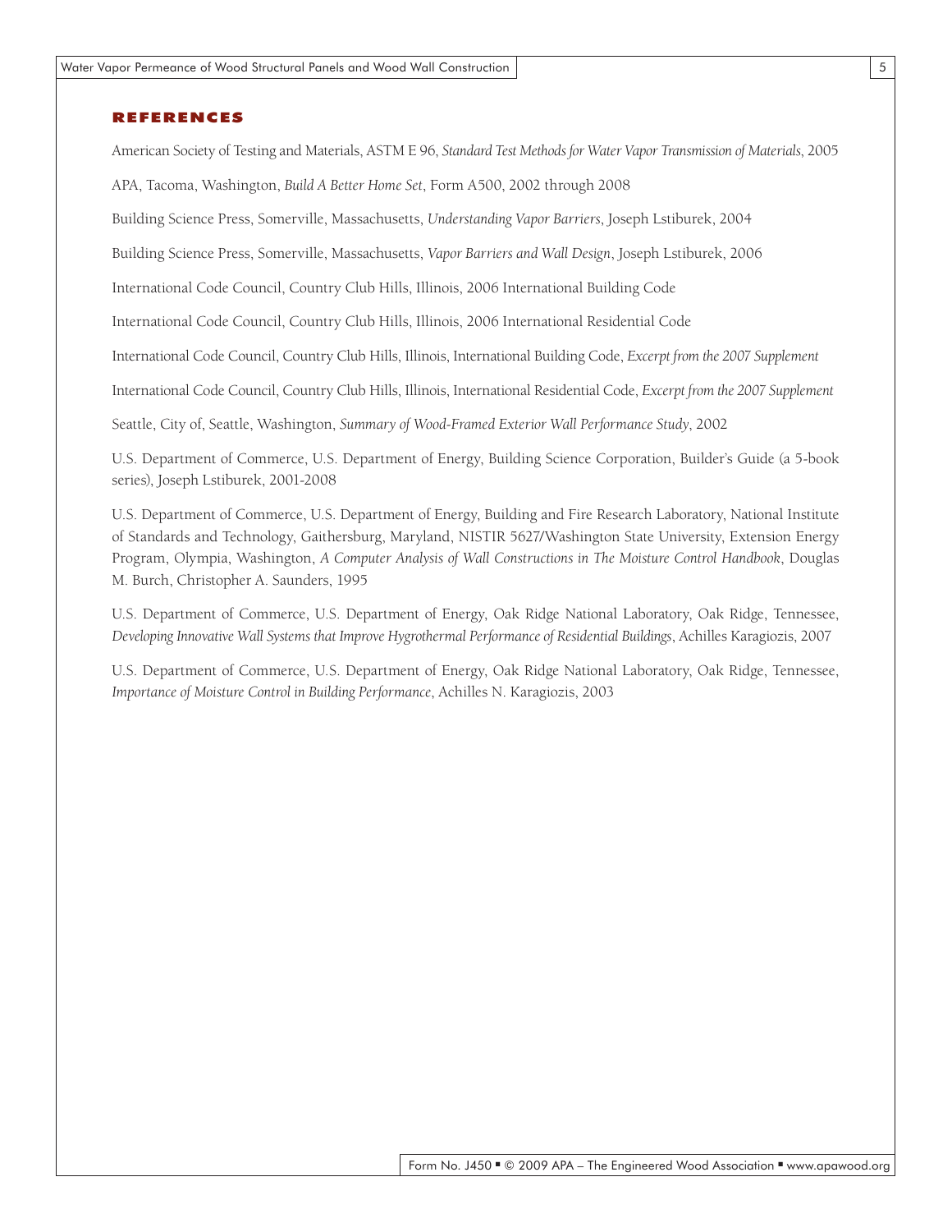## REFERENCES

American Society of Testing and Materials, ASTM E 96, *Standard Test Methods for Water Vapor Transmission of Materials*, 2005

APA, Tacoma, Washington, *Build A Better Home Set*, Form A500, 2002 through 2008

Building Science Press, Somerville, Massachusetts, *Understanding Vapor Barriers*, Joseph Lstiburek, 2004

Building Science Press, Somerville, Massachusetts, *Vapor Barriers and Wall Design*, Joseph Lstiburek, 2006

International Code Council, Country Club Hills, Illinois, 2006 International Building Code

International Code Council, Country Club Hills, Illinois, 2006 International Residential Code

International Code Council, Country Club Hills, Illinois, International Building Code, *Excerpt from the 2007 Supplement*

International Code Council, Country Club Hills, Illinois, International Residential Code, *Excerpt from the 2007 Supplement*

Seattle, City of, Seattle, Washington, *Summary of Wood-Framed Exterior Wall Performance Study*, 2002

U.S. Department of Commerce, U.S. Department of Energy, Building Science Corporation, Builder's Guide (a 5-book series), Joseph Lstiburek, 2001-2008

U.S. Department of Commerce, U.S. Department of Energy, Building and Fire Research Laboratory, National Institute of Standards and Technology, Gaithersburg, Maryland, NISTIR 5627/Washington State University, Extension Energy Program, Olympia, Washington, *A Computer Analysis of Wall Constructions in The Moisture Control Handbook*, Douglas M. Burch, Christopher A. Saunders, 1995

U.S. Department of Commerce, U.S. Department of Energy, Oak Ridge National Laboratory, Oak Ridge, Tennessee, *Developing Innovative Wall Systems that Improve Hygrothermal Performance of Residential Buildings*, Achilles Karagiozis, 2007

U.S. Department of Commerce, U.S. Department of Energy, Oak Ridge National Laboratory, Oak Ridge, Tennessee, *Importance of Moisture Control in Building Performance*, Achilles N. Karagiozis, 2003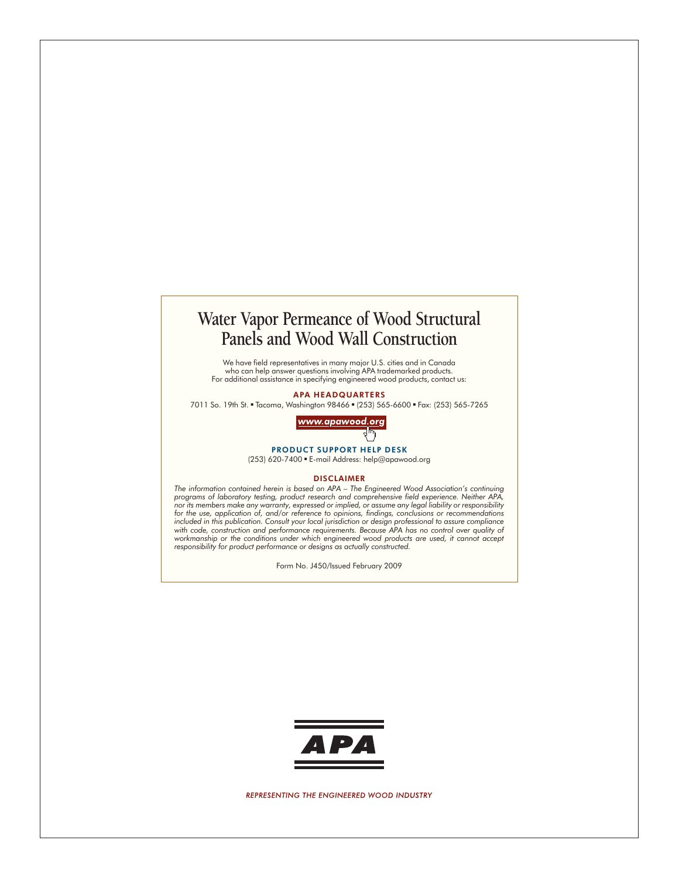# Water Vapor Permeance of Wood Structural Panels and Wood Wall Construction

We have field representatives in many major U.S. cities and in Canada who can help answer questions involving APA trademarked products. For additional assistance in specifying engineered wood products, contact us:

**APA HEADQUARTERS**

7011 So. 19th St. ▪ Tacoma, Washington 98466 ▪ (253) 565-6600 ▪ Fax: (253) 565-7265

*www.apawood.org*

**PRODUCT SUPPORT HELP DESK**

(253) 620-7400 ▪ E-mail Address: help@apawood.org

**DISCLAIMER**

*The information contained herein is based on APA – The Engineered Wood Association's continuing programs of laboratory testing, product research and comprehensive field experience. Neither APA, nor its members make any warranty, expressed or implied, or assume any legal liability or responsibility for the use, application of, and/or reference to opinions, findings, conclusions or recommendations included in this publication. Consult your local jurisdiction or design professional to assure compliance with code, construction and performance requirements. Because APA has no control over quality of workmanship or the conditions under which engineered wood products are used, it cannot accept responsibility for product performance or designs as actually constructed.*

Form No. J450/Issued February 2009

APA

*REPRESENTING THE ENGINEERED WOOD INDUSTRY*